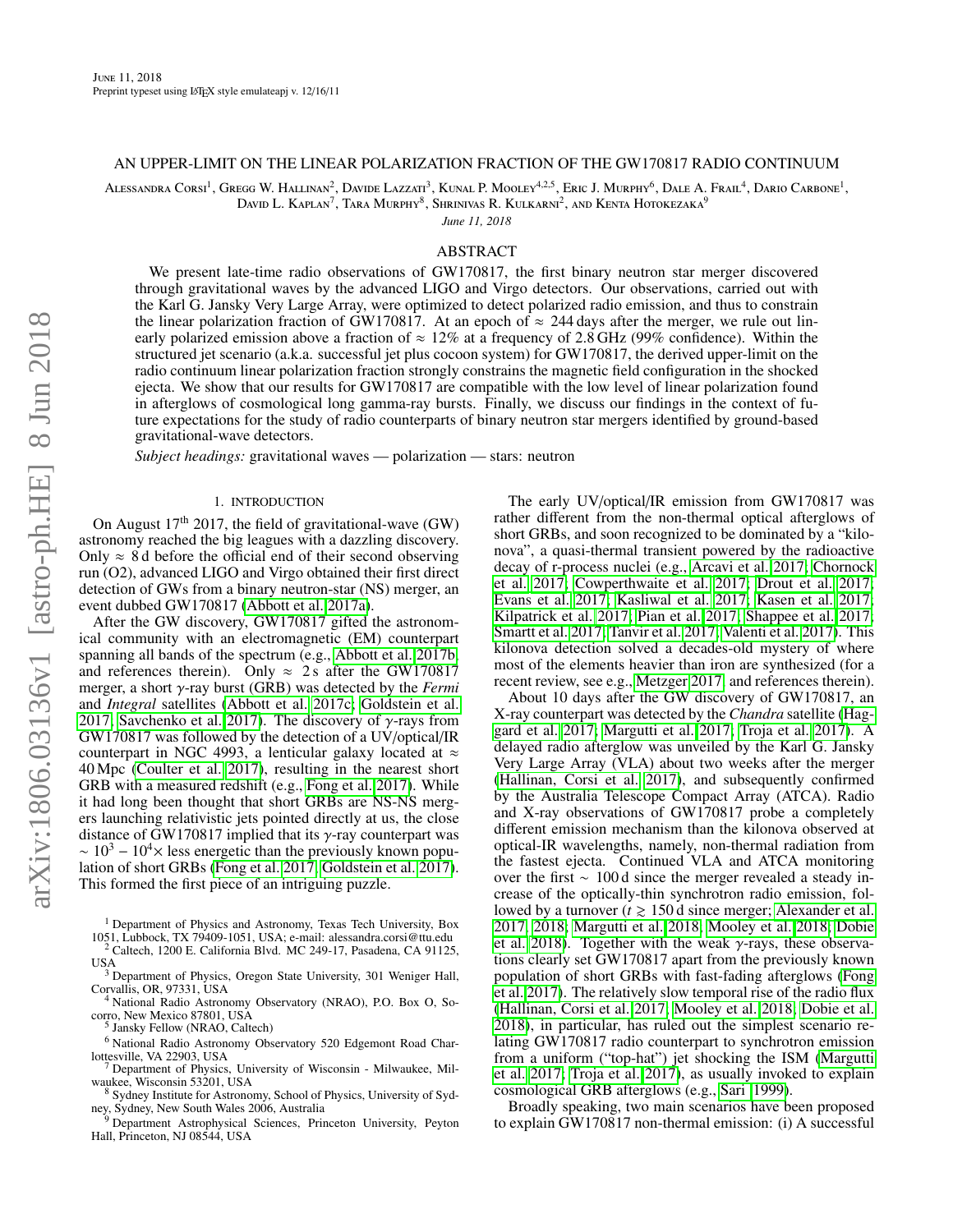# AN UPPER-LIMIT ON THE LINEAR POLARIZATION FRACTION OF THE GW170817 RADIO CONTINUUM

Alessandra Corsi[1], Gregg W. Hallinan[2], Davide Lazzati[3], Kunal P. Mooley[4,2,5], Eric J. Murphy[6], Dale A. Frail[4], Dario Carbone[1], David L. Kaplan[7], Tara Murphy[8], Shrinivas R. Kulkarni[2], and Kenta Hotokezaka[9]

*June 11, 2018*

## ABSTRACT

We present late-time radio observations of GW170817, the first binary neutron star merger discovered through gravitational waves by the advanced LIGO and Virgo detectors. Our observations, carried out with the Karl G. Jansky Very Large Array, were optimized to detect polarized radio emission, and thus to constrain the linear polarization fraction of GW170817. At an epoch of $\approx$ 244 days after the merger, we rule out linearly polarized emission above a fraction of $\approx 12\%$ at a frequency of 2.8 GHz (99% confidence). Within the structured jet scenario (a.k.a. successful jet plus cocoon system) for GW170817, the derived upper-limit on the radio continuum linear polarization fraction strongly constrains the magnetic field configuration in the shocked ejecta. We show that our results for GW170817 are compatible with the low level of linear polarization found in afterglows of cosmological long gamma-ray bursts. Finally, we discuss our findings in the context of future expectations for the study of radio counterparts of binary neutron star mergers identified by ground-based gravitational-wave detectors.

*Subject headings:* gravitational waves — polarization — stars: neutron

## 1. INTRODUCTION

On August 17$^{\rm th}$ 2017, the field of gravitational-wave (GW) astronomy reached the big leagues with a dazzling discovery. Only $\approx$ 8 d before the official end of their second observing run (O2), advanced LIGO and Virgo obtained their first direct detection of GWs from a binary neutron-star (NS) merger, an event dubbed GW170817 (Abbott et al. 2017a).

After the GW discovery, GW170817 gifted the astronomical community with an electromagnetic (EM) counterpart spanning all bands of the spectrum (e.g., Abbott et al. 2017b, and references therein). Only $\approx$ 2 s after the GW170817 merger, a short $\gamma$-ray burst (GRB) was detected by the *Fermi* and *Integral* satellites (Abbott et al. 2017c; Goldstein et al. 2017; Savchenko et al. 2017). The discovery of $\gamma$-rays from GW170817 was followed by the detection of a UV/optical/IR counterpart in NGC 4993, a lenticular galaxy located at $\approx$ 40 Mpc (Coulter et al. 2017), resulting in the nearest short GRB with a measured redshift (e.g., Fong et al. 2017). While it had long been thought that short GRBs are NS-NS mergers launching relativistic jets pointed directly at us, the close distance of GW170817 implied that its $\gamma$-ray counterpart was $\sim 10^3 - 10^4\times$ less energetic than the previously known population of short GRBs (Fong et al. 2017; Goldstein et al. 2017). This formed the first piece of an intriguing puzzle.

The early UV/optical/IR emission from GW170817 was rather different from the non-thermal optical afterglows of short GRBs, and soon recognized to be dominated by a "kilonova", a quasi-thermal transient powered by the radioactive decay of r-process nuclei (e.g., Arcavi et al. 2017; Chornock et al. 2017; Cowperthwaite et al. 2017; Drout et al. 2017; Evans et al. 2017; Kasliwal et al. 2017; Kasen et al. 2017; Kilpatrick et al. 2017; Pian et al. 2017; Shappee et al. 2017; Smartt et al. 2017; Tanvir et al. 2017; Valenti et al. 2017). This kilonova detection solved a decades-old mystery of where most of the elements heavier than iron are synthesized (for a recent review, see e.g., Metzger 2017, and references therein).

About 10 days after the GW discovery of GW170817, an X-ray counterpart was detected by the *Chandra* satellite (Haggard et al. 2017; Margutti et al. 2017; Troja et al. 2017). A delayed radio afterglow was unveiled by the Karl G. Jansky Very Large Array (VLA) about two weeks after the merger (Hallinan, Corsi et al. 2017), and subsequently confirmed by the Australia Telescope Compact Array (ATCA). Radio and X-ray observations of GW170817 probe a completely different emission mechanism than the kilonova observed at optical-IR wavelengths, namely, non-thermal radiation from the fastest ejecta. Continued VLA and ATCA monitoring over the first $\sim$ 100 d since the merger revealed a steady increase of the optically-thin synchrotron radio emission, followed by a turnover ($t \gtrsim 150$ d since merger; Alexander et al. 2017, 2018; Margutti et al. 2018; Mooley et al. 2018; Dobie et al. 2018). Together with the weak $\gamma$-rays, these observations clearly set GW170817 apart from the previously known population of short GRBs with fast-fading afterglows (Fong et al. 2017). The relatively slow temporal rise of the radio flux (Hallinan, Corsi et al. 2017; Mooley et al. 2018; Dobie et al. 2018), in particular, has ruled out the simplest scenario relating GW170817 radio counterpart to synchrotron emission from a uniform ("top-hat") jet shocking the ISM (Margutti et al. 2017; Troja et al. 2017), as usually invoked to explain cosmological GRB afterglows (e.g., Sari 1999).

Broadly speaking, two main scenarios have been proposed to explain GW170817 non-thermal emission: (i) A successful

---

[1] Department of Physics and Astronomy, Texas Tech University, Box 1051, Lubbock, TX 79409-1051, USA; e-mail: alessandra.corsi@ttu.edu

[2] Caltech, 1200 E. California Blvd. MC 249-17, Pasadena, CA 91125, USA

[3] Department of Physics, Oregon State University, 301 Weniger Hall, Corvallis, OR, 97331, USA

[4] National Radio Astronomy Observatory (NRAO), P.O. Box O, Socorro, New Mexico 87801, USA

[5] Jansky Fellow (NRAO, Caltech)

[6] National Radio Astronomy Observatory 520 Edgemont Road Charlottesville, VA 22903, USA

[7] Department of Physics, University of Wisconsin - Milwaukee, Milwaukee, Wisconsin 53201, USA

[8] Sydney Institute for Astronomy, School of Physics, University of Sydney, Sydney, New South Wales 2006, Australia

[9] Department Astrophysical Sciences, Princeton University, Peyton Hall, Princeton, NJ 08544, USA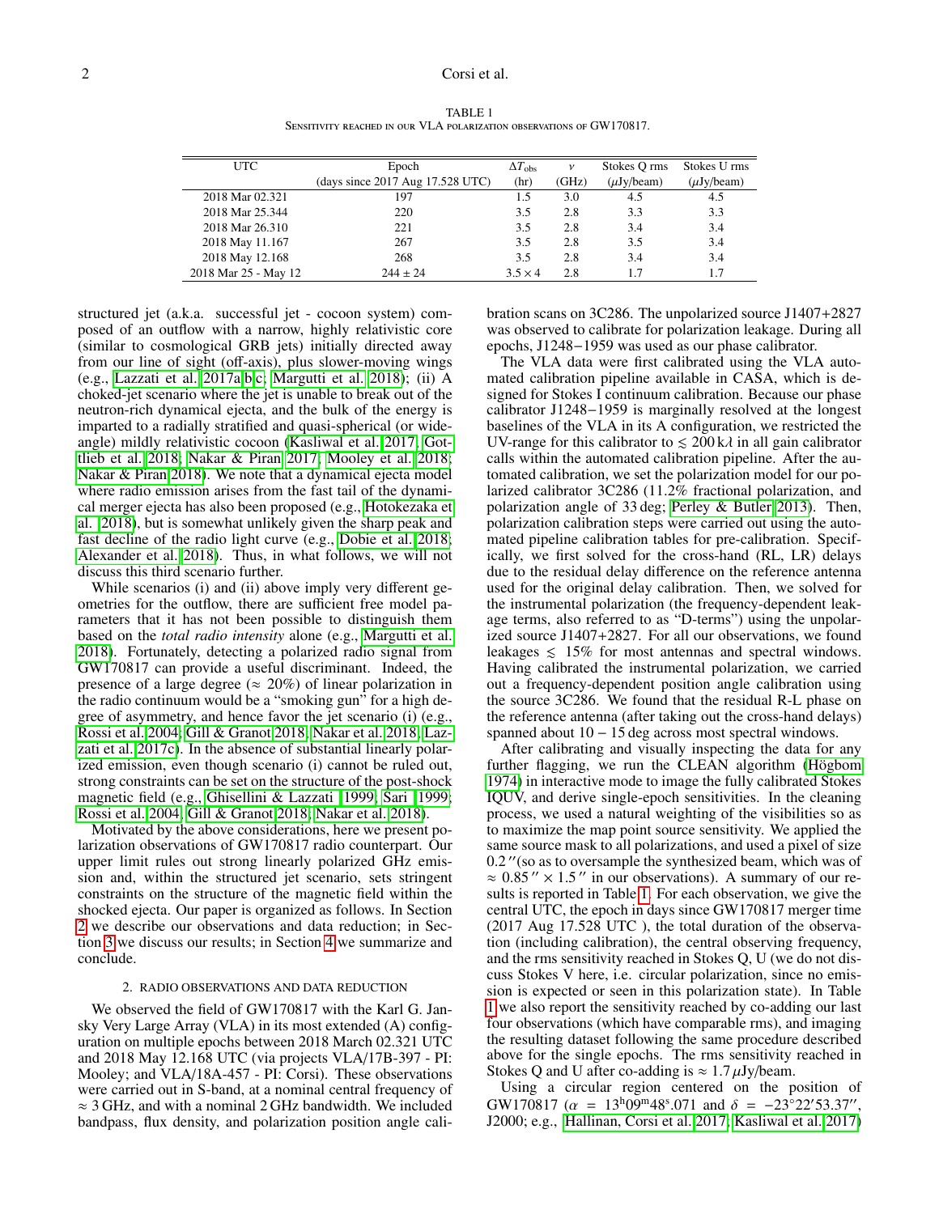TABLE 1
SENSITIVITY REACHED IN OUR VLA POLARIZATION OBSERVATIONS OF GW170817.

| UTC | Epoch (days since 2017 Aug 17.528 UTC) | $\Delta T_{\rm obs}$ (hr) | $\nu$ (GHz) | Stokes Q rms ($\mu$Jy/beam) | Stokes U rms ($\mu$Jy/beam) |
|---|---|---|---|---|---|
| 2018 Mar 02.321 | 197 | 1.5 | 3.0 | 4.5 | 4.5 |
| 2018 Mar 25.344 | 220 | 3.5 | 2.8 | 3.3 | 3.3 |
| 2018 Mar 26.310 | 221 | 3.5 | 2.8 | 3.4 | 3.4 |
| 2018 May 11.167 | 267 | 3.5 | 2.8 | 3.5 | 3.4 |
| 2018 May 12.168 | 268 | 3.5 | 2.8 | 3.4 | 3.4 |
| 2018 Mar 25 - May 12 | $244 \pm 24$ | $3.5 \times 4$ | 2.8 | 1.7 | 1.7 |

structured jet (a.k.a. successful jet - cocoon system) composed of an outflow with a narrow, highly relativistic core (similar to cosmological GRB jets) initially directed away from our line of sight (off-axis), plus slower-moving wings (e.g., Lazzati et al. 2017a,b,c; Margutti et al. 2018); (ii) A choked-jet scenario where the jet is unable to break out of the neutron-rich dynamical ejecta, and the bulk of the energy is imparted to a radially stratified and quasi-spherical (or wide-angle) mildly relativistic cocoon (Kasliwal et al. 2017; Gottlieb et al. 2018; Nakar & Piran 2017; Mooley et al. 2018; Nakar & Piran 2018). We note that a dynamical ejecta model where radio emission arises from the fast tail of the dynamical merger ejecta has also been proposed (e.g., Hotokezaka et al. 2018), but is somewhat unlikely given the sharp peak and fast decline of the radio light curve (e.g., Dobie et al. 2018; Alexander et al. 2018). Thus, in what follows, we will not discuss this third scenario further.

While scenarios (i) and (ii) above imply very different geometries for the outflow, there are sufficient free model parameters that it has not been possible to distinguish them based on the *total radio intensity* alone (e.g., Margutti et al. 2018). Fortunately, detecting a polarized radio signal from GW170817 can provide a useful discriminant. Indeed, the presence of a large degree ($\approx 20\%$) of linear polarization in the radio continuum would be a "smoking gun" for a high degree of asymmetry, and hence favor the jet scenario (i) (e.g., Rossi et al. 2004; Gill & Granot 2018; Nakar et al. 2018; Lazzati et al. 2017c). In the absence of substantial linearly polarized emission, even though scenario (i) cannot be ruled out, strong constraints can be set on the structure of the post-shock magnetic field (e.g., Ghisellini & Lazzati 1999; Sari 1999; Rossi et al. 2004; Gill & Granot 2018; Nakar et al. 2018).

Motivated by the above considerations, here we present polarization observations of GW170817 radio counterpart. Our upper limit rules out strong linearly polarized GHz emission and, within the structured jet scenario, sets stringent constraints on the structure of the magnetic field within the shocked ejecta. Our paper is organized as follows. In Section 2 we describe our observations and data reduction; in Section 3 we discuss our results; in Section 4 we summarize and conclude.

## 2. RADIO OBSERVATIONS AND DATA REDUCTION

We observed the field of GW170817 with the Karl G. Jansky Very Large Array (VLA) in its most extended (A) configuration on multiple epochs between 2018 March 02.321 UTC and 2018 May 12.168 UTC (via projects VLA/17B-397 - PI: Mooley; and VLA/18A-457 - PI: Corsi). These observations were carried out in S-band, at a nominal central frequency of $\approx 3$ GHz, and with a nominal 2 GHz bandwidth. We included bandpass, flux density, and polarization position angle calibration scans on 3C286. The unpolarized source J1407+2827 was observed to calibrate for polarization leakage. During all epochs, J1248−1959 was used as our phase calibrator.

The VLA data were first calibrated using the VLA automated calibration pipeline available in CASA, which is designed for Stokes I continuum calibration. Because our phase calibrator J1248−1959 is marginally resolved at the longest baselines of the VLA in its A configuration, we restricted the UV-range for this calibrator to $\lesssim 200\,{\rm k}\lambda$ in all gain calibrator calls within the automated calibration pipeline. After the automated calibration, we set the polarization model for our polarized calibrator 3C286 (11.2% fractional polarization, and polarization angle of 33 deg; Perley & Butler 2013). Then, polarization calibration steps were carried out using the automated pipeline calibration tables for pre-calibration. Specifically, we first solved for the cross-hand (RL, LR) delays due to the residual delay difference on the reference antenna used for the original delay calibration. Then, we solved for the instrumental polarization (the frequency-dependent leakage terms, also referred to as "D-terms") using the unpolarized source J1407+2827. For all our observations, we found leakages $\lesssim 15\%$ for most antennas and spectral windows. Having calibrated the instrumental polarization, we carried out a frequency-dependent position angle calibration using the source 3C286. We found that the residual R-L phase on the reference antenna (after taking out the cross-hand delays) spanned about $10-15$ deg across most spectral windows.

After calibrating and visually inspecting the data for any further flagging, we run the CLEAN algorithm (Högbom 1974) in interactive mode to image the fully calibrated Stokes IQUV, and derive single-epoch sensitivities. In the cleaning process, we used a natural weighting of the visibilities so as to maximize the map point source sensitivity. We applied the same source mask to all polarizations, and used a pixel of size $0.2''$(so as to oversample the synthesized beam, which was of $\approx 0.85'' \times 1.5''$ in our observations). A summary of our results is reported in Table 1. For each observation, we give the central UTC, the epoch in days since GW170817 merger time (2017 Aug 17.528 UTC ), the total duration of the observation (including calibration), the central observing frequency, and the rms sensitivity reached in Stokes Q, U (we do not discuss Stokes V here, i.e. circular polarization, since no emission is expected or seen in this polarization state). In Table 1 we also report the sensitivity reached by co-adding our last four observations (which have comparable rms), and imaging the resulting dataset following the same procedure described above for the single epochs. The rms sensitivity reached in Stokes Q and U after co-adding is $\approx 1.7\,\mu$Jy/beam.

Using a circular region centered on the position of GW170817 ($\alpha = 13^{\rm h}09^{\rm m}48^{\rm s}.071$ and $\delta = -23^{\circ}22'53.37''$, J2000; e.g., Hallinan, Corsi et al. 2017; Kasliwal et al. 2017)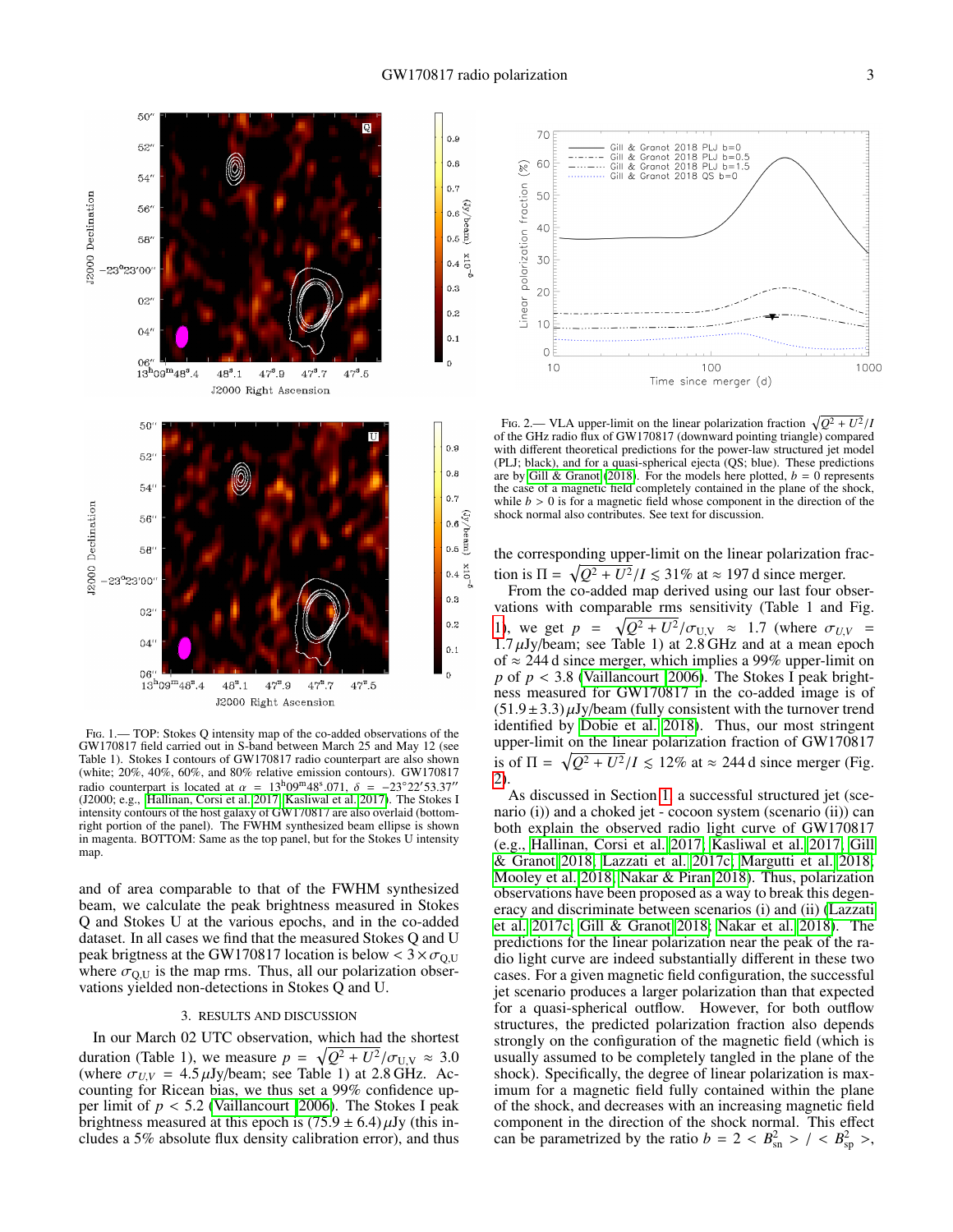50″

52″

54″

56″

58″

−23°23′00″

02″

04″

06″

J2000 Declination

13h09m48s.4 48s.1 47s.9 47s.7 47s.5

J2000 Right Ascension

Q

0.9 0.8 0.7 0.6 0.5 0.4 0.3 0.2 0.1 0

(Jy/beam) x10−5

50″

52″

54″

56″

58″

−23°23′00″

02″

04″

06″

J2000 Declination

13h09m48s.4 48s.1 47s.9 47s.7 47s.5

J2000 Right Ascension

U

0.9 0.8 0.7 0.6 0.5 0.4 0.3 0.2 0.1 0

(Jy/beam) x10−5

FIG. 1.— TOP: Stokes Q intensity map of the co-added observations of the GW170817 field carried out in S-band between March 25 and May 12 (see Table 1). Stokes I contours of GW170817 radio counterpart are also shown (white; 20%, 40%, 60%, and 80% relative emission contours). GW170817 radio counterpart is located at $\alpha = 13^{\rm h}09^{\rm m}48^{\rm s}.071$, $\delta = -23^{\circ}22'53.37''$ (J2000; e.g., Hallinan, Corsi et al. 2017; Kasliwal et al. 2017). The Stokes I intensity contours of the host galaxy of GW170817 are also overlaid (bottom-right portion of the panel). The FWHM synthesized beam ellipse is shown in magenta. BOTTOM: Same as the top panel, but for the Stokes U intensity map.

and of area comparable to that of the FWHM synthesized beam, we calculate the peak brightness measured in Stokes Q and Stokes U at the various epochs, and in the co-added dataset. In all cases we find that the measured Stokes Q and U peak brigtness at the GW170817 location is below $< 3\times\sigma_{\rm Q,U}$ where $\sigma_{\rm Q,U}$ is the map rms. Thus, all our polarization observations yielded non-detections in Stokes Q and U.

## 3. RESULTS AND DISCUSSION

In our March 02 UTC observation, which had the shortest duration (Table 1), we measure $p = \sqrt{Q^2+U^2}/\sigma_{\rm U,V} \approx 3.0$ (where $\sigma_{U,V} = 4.5\,\mu$Jy/beam; see Table 1) at 2.8 GHz. Accounting for Ricean bias, we thus set a 99% confidence upper limit of $p < 5.2$ (Vaillancourt 2006). The Stokes I peak brightness measured at this epoch is $(75.9\pm6.4)\,\mu$Jy (this includes a 5% absolute flux density calibration error), and thus

Linear polarization fraction (%)

70 60 50 40 30 20 10 0

10 100 1000

Time since merger (d)

Gill & Granot 2018 PLJ b=0
Gill & Granot 2018 PLJ b=0.5
Gill & Granot 2018 PLJ b=1.5
Gill & Granot 2018 QS b=0

FIG. 2.— VLA upper-limit on the linear polarization fraction $\sqrt{Q^2+U^2}/I$ of the GHz radio flux of GW170817 (downward pointing triangle) compared with different theoretical predictions for the power-law structured jet model (PLJ; black), and for a quasi-spherical ejecta (QS; blue). These predictions are by Gill & Granot (2018). For the models here plotted, $b = 0$ represents the case of a magnetic field completely contained in the plane of the shock, while $b > 0$ is for a magnetic field whose component in the direction of the shock normal also contributes. See text for discussion.

the corresponding upper-limit on the linear polarization fraction is $\Pi = \sqrt{Q^2+U^2}/I \lesssim 31\%$ at $\approx 197$ d since merger.

From the co-added map derived using our last four observations with comparable rms sensitivity (Table 1 and Fig. 1), we get $p = \sqrt{Q^2+U^2}/\sigma_{\rm U,V} \approx 1.7$ (where $\sigma_{U,V} = 1.7\,\mu$Jy/beam; see Table 1) at 2.8 GHz and at a mean epoch of $\approx 244$ d since merger, which implies a 99% upper-limit on $p$ of $p < 3.8$ (Vaillancourt 2006). The Stokes I peak brightness measured for GW170817 in the co-added image is of $(51.9\pm3.3)\,\mu$Jy/beam (fully consistent with the turnover trend identified by Dobie et al. 2018). Thus, our most stringent upper-limit on the linear polarization fraction of GW170817 is of $\Pi = \sqrt{Q^2+U^2}/I \lesssim 12\%$ at $\approx 244$ d since merger (Fig. 2).

As discussed in Section 1, a successful structured jet (scenario (i)) and a choked jet - cocoon system (scenario (ii)) can both explain the observed radio light curve of GW170817 (e.g., Hallinan, Corsi et al. 2017; Kasliwal et al. 2017; Gill & Granot 2018; Lazzati et al. 2017c; Margutti et al. 2018; Mooley et al. 2018; Nakar & Piran 2018). Thus, polarization observations have been proposed as a way to break this degeneracy and discriminate between scenarios (i) and (ii) (Lazzati et al. 2017c; Gill & Granot 2018; Nakar et al. 2018). The predictions for the linear polarization near the peak of the radio light curve are indeed substantially different in these two cases. For a given magnetic field configuration, the successful jet scenario produces a larger polarization than that expected for a quasi-spherical outflow. However, for both outflow structures, the predicted polarization fraction also depends strongly on the configuration of the magnetic field (which is usually assumed to be completely tangled in the plane of the shock). Specifically, the degree of linear polarization is maximum for a magnetic field fully contained within the plane of the shock, and decreases with an increasing magnetic field component in the direction of the shock normal. This effect can be parametrized by the ratio $b = 2 < B^2_{\rm sn} > / < B^2_{\rm sp} >$,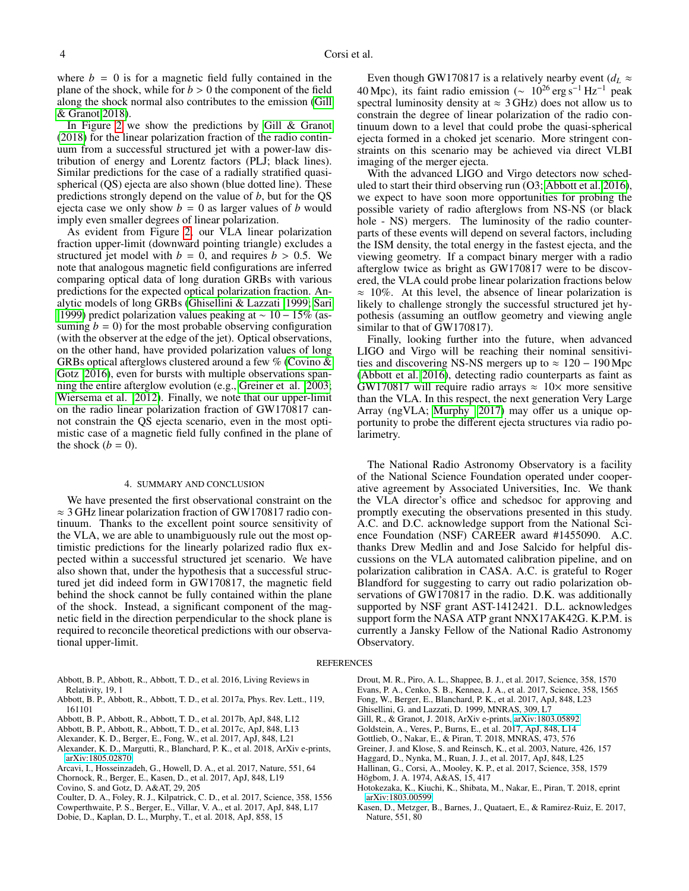where $b = 0$ is for a magnetic field fully contained in the plane of the shock, while for $b > 0$ the component of the field along the shock normal also contributes to the emission (Gill & Granot 2018).

In Figure 2 we show the predictions by Gill & Granot (2018) for the linear polarization fraction of the radio continuum from a successful structured jet with a power-law distribution of energy and Lorentz factors (PLJ; black lines). Similar predictions for the case of a radially stratified quasi-spherical (QS) ejecta are also shown (blue dotted line). These predictions strongly depend on the value of $b$, but for the QS ejecta case we only show $b = 0$ as larger values of $b$ would imply even smaller degrees of linear polarization.

As evident from Figure 2, our VLA linear polarization fraction upper-limit (downward pointing triangle) excludes a structured jet model with $b = 0$, and requires $b > 0.5$. We note that analogous magnetic field configurations are inferred comparing optical data of long duration GRBs with various predictions for the expected optical polarization fraction. Analytic models of long GRBs (Ghisellini & Lazzati 1999; Sari 1999) predict polarization values peaking at $\sim 10-15\%$ (assuming $b = 0$) for the most probable observing configuration (with the observer at the edge of the jet). Optical observations, on the other hand, have provided polarization values of long GRBs optical afterglows clustered around a few % (Covino & Gotz 2016), even for bursts with multiple observations spanning the entire afterglow evolution (e.g., Greiner et al. 2003; Wiersema et al. 2012). Finally, we note that our upper-limit on the radio linear polarization fraction of GW170817 cannot constrain the QS ejecta scenario, even in the most optimistic case of a magnetic field fully confined in the plane of the shock ($b = 0$).

## 4. SUMMARY AND CONCLUSION

We have presented the first observational constraint on the $\approx 3$ GHz linear polarization fraction of GW170817 radio continuum. Thanks to the excellent point source sensitivity of the VLA, we are able to unambiguously rule out the most optimistic predictions for the linearly polarized radio flux expected within a successful structured jet scenario. We have also shown that, under the hypothesis that a successful structured jet did indeed form in GW170817, the magnetic field behind the shock cannot be fully contained within the plane of the shock. Instead, a significant component of the magnetic field in the direction perpendicular to the shock plane is required to reconcile theoretical predictions with our observational upper-limit.

Even though GW170817 is a relatively nearby event ($d_L \approx 40$ Mpc), its faint radio emission ($\sim 10^{26}\,\mathrm{erg\,s^{-1}\,Hz^{-1}}$ peak spectral luminosity density at $\approx 3$ GHz) does not allow us to constrain the degree of linear polarization of the radio continuum down to a level that could probe the quasi-spherical ejecta formed in a choked jet scenario. More stringent constraints on this scenario may be achieved via direct VLBI imaging of the merger ejecta.

With the advanced LIGO and Virgo detectors now scheduled to start their third observing run (O3; Abbott et al. 2016), we expect to have soon more opportunities for probing the possible variety of radio afterglows from NS-NS (or black hole - NS) mergers. The luminosity of the radio counterparts of these events will depend on several factors, including the ISM density, the total energy in the fastest ejecta, and the viewing geometry. If a compact binary merger with a radio afterglow twice as bright as GW170817 were to be discovered, the VLA could probe linear polarization fractions below $\approx 10\%$. At this level, the absence of linear polarization is likely to challenge strongly the successful structured jet hypothesis (assuming an outflow geometry and viewing angle similar to that of GW170817).

Finally, looking further into the future, when advanced LIGO and Virgo will be reaching their nominal sensitivities and discovering NS-NS mergers up to $\approx 120-190$ Mpc (Abbott et al. 2016), detecting radio counterparts as faint as GW170817 will require radio arrays $\approx 10\times$ more sensitive than the VLA. In this respect, the next generation Very Large Array (ngVLA; Murphy 2017) may offer us a unique opportunity to probe the different ejecta structures via radio polarimetry.

The National Radio Astronomy Observatory is a facility of the National Science Foundation operated under cooperative agreement by Associated Universities, Inc. We thank the VLA director's office and schedsoc for approving and promptly executing the observations presented in this study. A.C. and D.C. acknowledge support from the National Science Foundation (NSF) CAREER award #1455090. A.C. thanks Drew Medlin and and Jose Salcido for helpful discussions on the VLA automated calibration pipeline, and on polarization calibration in CASA. A.C. is grateful to Roger Blandford for suggesting to carry out radio polarization observations of GW170817 in the radio. D.K. was additionally supported by NSF grant AST-1412421. D.L. acknowledges support form the NASA ATP grant NNX17AK42G. K.P.M. is currently a Jansky Fellow of the National Radio Astronomy Observatory.

## REFERENCES

Abbott, B. P., Abbott, R., Abbott, T. D., et al. 2016, Living Reviews in Relativity, 19, 1
Abbott, B. P., Abbott, R., Abbott, T. D., et al. 2017a, Phys. Rev. Lett., 119, 161101
Abbott, B. P., Abbott, R., Abbott, T. D., et al. 2017b, ApJ, 848, L12
Abbott, B. P., Abbott, R., Abbott, T. D., et al. 2017c, ApJ, 848, L13
Alexander, K. D., Berger, E., Fong, W., et al. 2017, ApJ, 848, L21
Alexander, K. D., Margutti, R., Blanchard, P. K., et al. 2018, ArXiv e-prints, arXiv:1805.02870
Arcavi, I., Hosseinzadeh, G., Howell, D. A., et al. 2017, Nature, 551, 64
Chornock, R., Berger, E., Kasen, D., et al. 2017, ApJ, 848, L19
Covino, S. and Gotz, D. A&AT, 29, 205
Coulter, D. A., Foley, R. J., Kilpatrick, C. D., et al. 2017, Science, 358, 1556
Cowperthwaite, P. S., Berger, E., Villar, V. A., et al. 2017, ApJ, 848, L17
Dobie, D., Kaplan, D. L., Murphy, T., et al. 2018, ApJ, 858, 15
Drout, M. R., Piro, A. L., Shappee, B. J., et al. 2017, Science, 358, 1570
Evans, P. A., Cenko, S. B., Kennea, J. A., et al. 2017, Science, 358, 1565
Fong, W., Berger, E., Blanchard, P. K., et al. 2017, ApJ, 848, L23
Ghisellini, G. and Lazzati, D. 1999, MNRAS, 309, L7
Gill, R., & Granot, J. 2018, ArXiv e-prints, arXiv:1803.05892
Goldstein, A., Veres, P., Burns, E., et al. 2017, ApJ, 848, L14
Gottlieb, O., Nakar, E., & Piran, T. 2018, MNRAS, 473, 576
Greiner, J. and Klose, S. and Reinsch, K., et al. 2003, Nature, 426, 157
Haggard, D., Nynka, M., Ruan, J. J., et al. 2017, ApJ, 848, L25
Hallinan, G., Corsi, A., Mooley, K. P., et al. 2017, Science, 358, 1579
Högbom, J. A. 1974, A&AS, 15, 417
Hotokezaka, K., Kiuchi, K., Shibata, M., Nakar, E., Piran, T. 2018, eprint arXiv:1803.00599
Kasen, D., Metzger, B., Barnes, J., Quataert, E., & Ramirez-Ruiz, E. 2017, Nature, 551, 80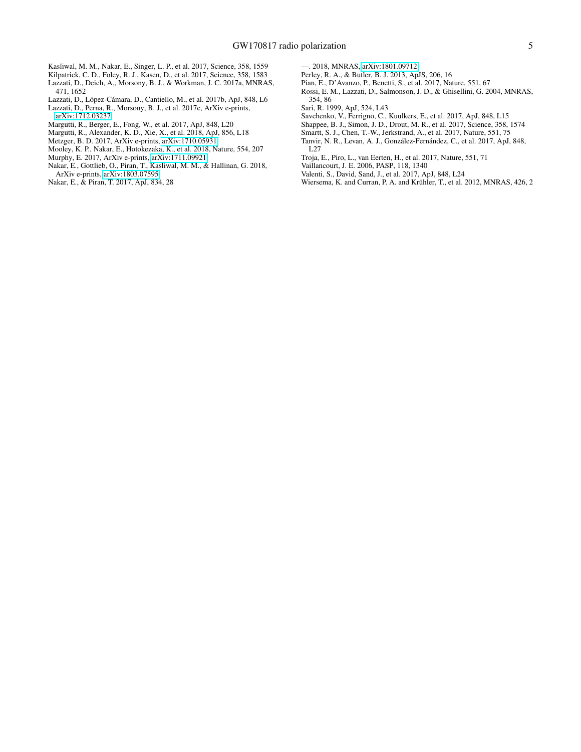Kasliwal, M. M., Nakar, E., Singer, L. P., et al. 2017, Science, 358, 1559

Kilpatrick, C. D., Foley, R. J., Kasen, D., et al. 2017, Science, 358, 1583

Lazzati, D., Deich, A., Morsony, B. J., & Workman, J. C. 2017a, MNRAS, 471, 1652

Lazzati, D., López-Cámara, D., Cantiello, M., et al. 2017b, ApJ, 848, L6

Lazzati, D., Perna, R., Morsony, B. J., et al. 2017c, ArXiv e-prints, arXiv:1712.03237

Margutti, R., Berger, E., Fong, W., et al. 2017, ApJ, 848, L20

Margutti, R., Alexander, K. D., Xie, X., et al. 2018, ApJ, 856, L18

Metzger, B. D. 2017, ArXiv e-prints, arXiv:1710.05931

Mooley, K. P., Nakar, E., Hotokezaka, K., et al. 2018, Nature, 554, 207

Murphy, E. 2017, ArXiv e-prints, arXiv:1711.09921

Nakar, E., Gottlieb, O., Piran, T., Kasliwal, M. M., & Hallinan, G. 2018, ArXiv e-prints, arXiv:1803.07595

Nakar, E., & Piran, T. 2017, ApJ, 834, 28

—. 2018, MNRAS, arXiv:1801.09712

Perley, R. A., & Butler, B. J. 2013, ApJS, 206, 16

Pian, E., D'Avanzo, P., Benetti, S., et al. 2017, Nature, 551, 67

Rossi, E. M., Lazzati, D., Salmonson, J. D., & Ghisellini, G. 2004, MNRAS, 354, 86

Sari, R. 1999, ApJ, 524, L43

Savchenko, V., Ferrigno, C., Kuulkers, E., et al. 2017, ApJ, 848, L15

Shappee, B. J., Simon, J. D., Drout, M. R., et al. 2017, Science, 358, 1574

Smartt, S. J., Chen, T.-W., Jerkstrand, A., et al. 2017, Nature, 551, 75

Tanvir, N. R., Levan, A. J., González-Fernández, C., et al. 2017, ApJ, 848, L27

Troja, E., Piro, L., van Eerten, H., et al. 2017, Nature, 551, 71

Vaillancourt, J. E. 2006, PASP, 118, 1340

Valenti, S., David, Sand, J., et al. 2017, ApJ, 848, L24

Wiersema, K. and Curran, P. A. and Krühler, T., et al. 2012, MNRAS, 426, 2